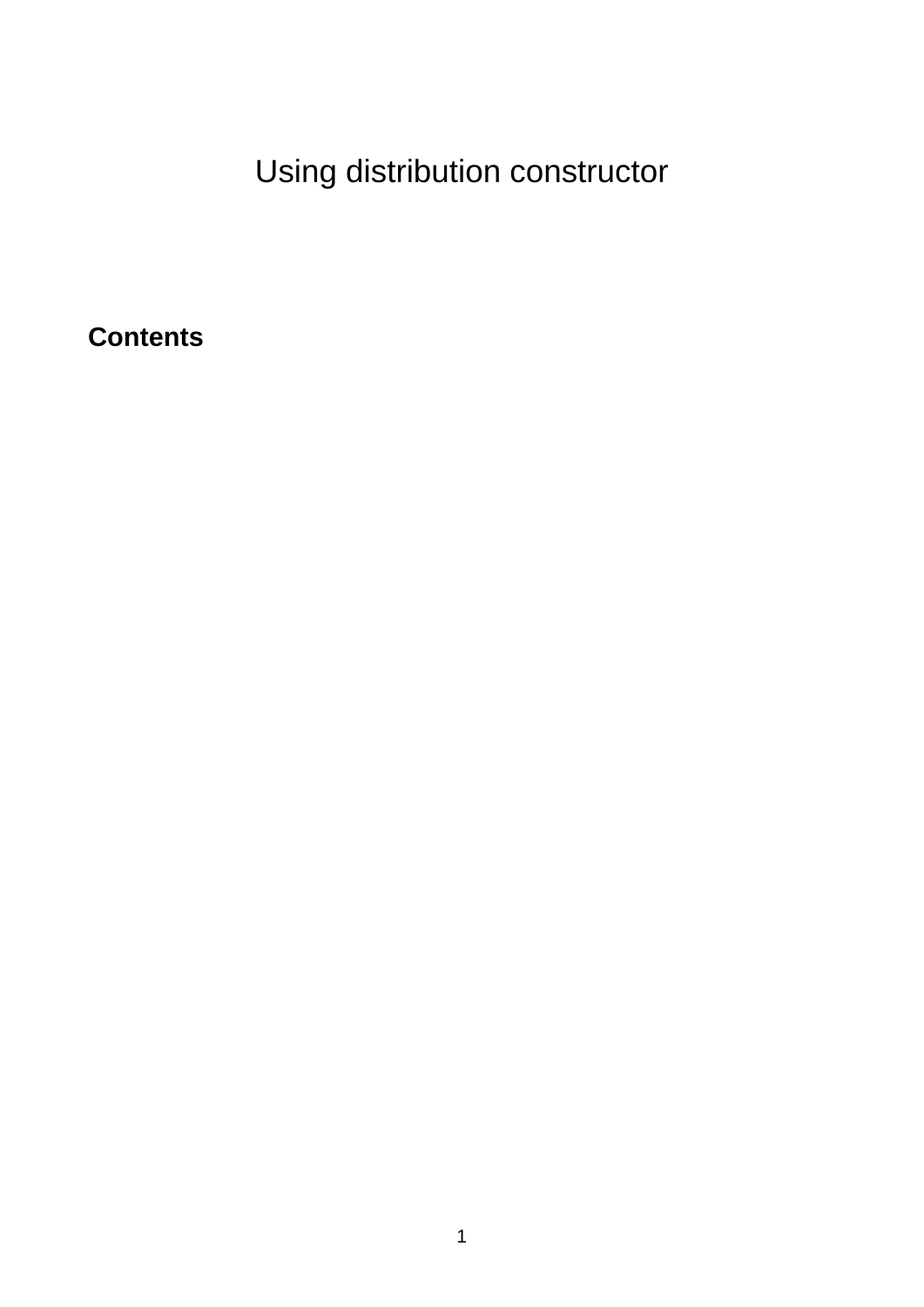# Using distribution constructor

## Contents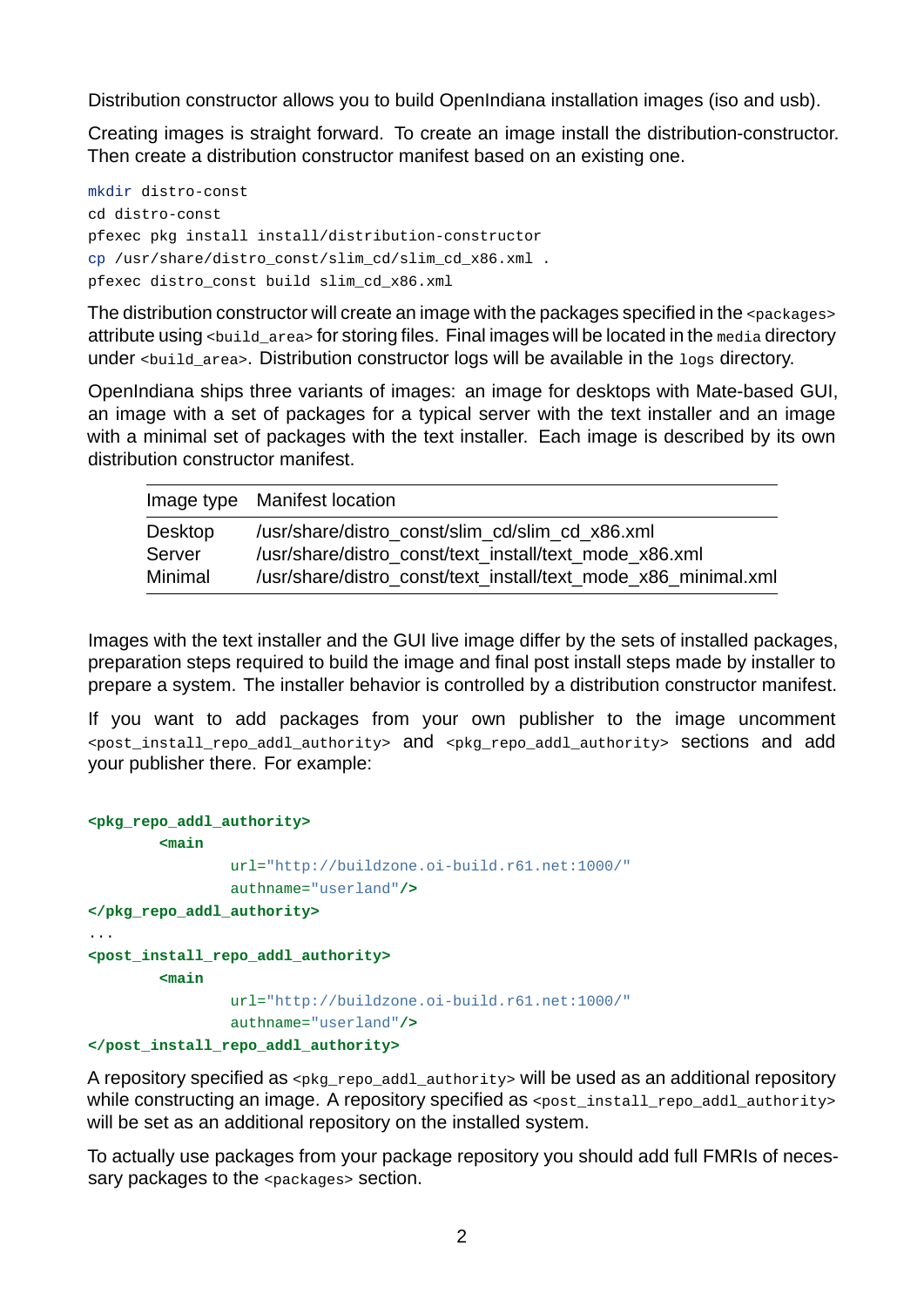Distribution constructor allows you to build OpenIndiana installation images (iso and usb).

Creating images is straight forward. To create an image install the distribution-constructor. Then create a distribution constructor manifest based on an existing one.

```
mkdir distro-const
cd distro-const
pfexec pkg install install/distribution-constructor
cp /usr/share/distro_const/slim_cd/slim_cd_x86.xml .
pfexec distro_const build slim_cd_x86.xml
```

The distribution constructor will create an image with the packages specified in the `<packages>` attribute using `<build_area>` for storing files. Final images will be located in the `media` directory under `<build_area>`. Distribution constructor logs will be available in the `logs` directory.

OpenIndiana ships three variants of images: an image for desktops with Mate-based GUI, an image with a set of packages for a typical server with the text installer and an image with a minimal set of packages with the text installer. Each image is described by its own distribution constructor manifest.

| Image type | Manifest location |
|---|---|
| Desktop | /usr/share/distro_const/slim_cd/slim_cd_x86.xml |
| Server | /usr/share/distro_const/text_install/text_mode_x86.xml |
| Minimal | /usr/share/distro_const/text_install/text_mode_x86_minimal.xml |

Images with the text installer and the GUI live image differ by the sets of installed packages, preparation steps required to build the image and final post install steps made by installer to prepare a system. The installer behavior is controlled by a distribution constructor manifest.

If you want to add packages from your own publisher to the image uncomment `<post_install_repo_addl_authority>` and `<pkg_repo_addl_authority>` sections and add your publisher there. For example:

```
<pkg_repo_addl_authority>
        <main
                url="http://buildzone.oi-build.r61.net:1000/"
                authname="userland"/>
</pkg_repo_addl_authority>
...
<post_install_repo_addl_authority>
        <main
                url="http://buildzone.oi-build.r61.net:1000/"
                authname="userland"/>
</post_install_repo_addl_authority>
```

A repository specified as `<pkg_repo_addl_authority>` will be used as an additional repository while constructing an image. A repository specified as `<post_install_repo_addl_authority>` will be set as an additional repository on the installed system.

To actually use packages from your package repository you should add full FMRIs of necessary packages to the `<packages>` section.